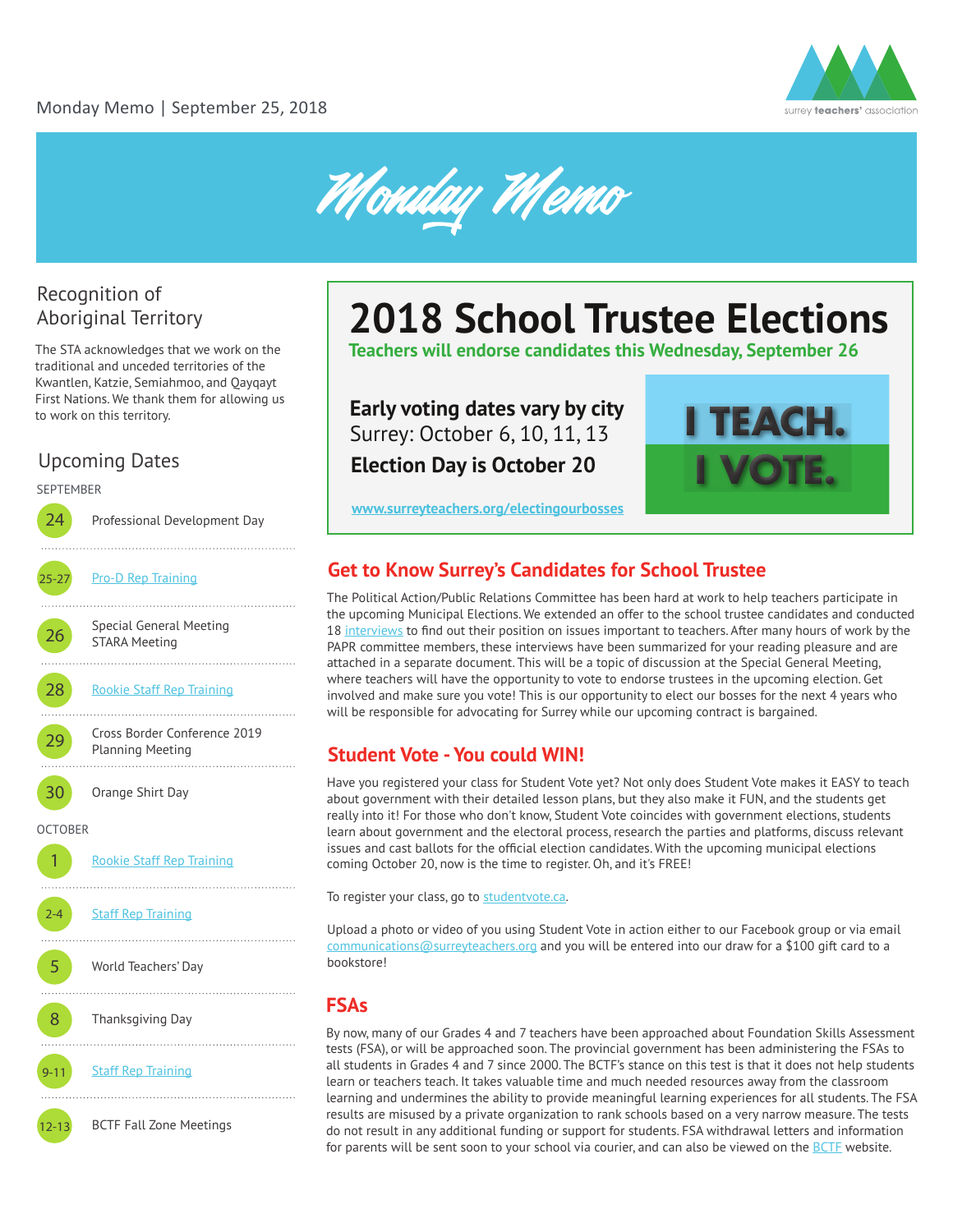Monday Memo | September 25, 2018

surrey teachers' association

# Monday Memo

## Recognition of Aboriginal Territory

The STA acknowledges that we work on the traditional and unceded territories of the Kwantlen, Katzie, Semiahmoo, and Qayqayt First Nations. We thank them for allowing us to work on this territory.

## Upcoming Dates

SEPTEMBER

- **24** Professional Development Day
- **25-27** Pro-D Rep Training
- **26** Special General Meeting, STARA Meeting
- **28** Rookie Staff Rep Training
- **29** Cross Border Conference 2019 Planning Meeting
- **30** Orange Shirt Day

OCTOBER

- **1** Rookie Staff Rep Training
- **2-4** Staff Rep Training
- **5** World Teachers' Day
- **8** Thanksgiving Day
- **9-11** Staff Rep Training
- **12-13** BCTF Fall Zone Meetings

# 2018 School Trustee Elections

**Teachers will endorse candidates this Wednesday, September 26**

**Early voting dates vary by city**
Surrey: October 6, 10, 11, 13
**Election Day is October 20**

www.surreyteachers.org/electingourbosses

I TEACH. I VOTE.

## Get to Know Surrey's Candidates for School Trustee

The Political Action/Public Relations Committee has been hard at work to help teachers participate in the upcoming Municipal Elections. We extended an offer to the school trustee candidates and conducted 18 interviews to find out their position on issues important to teachers. After many hours of work by the PAPR committee members, these interviews have been summarized for your reading pleasure and are attached in a separate document. This will be a topic of discussion at the Special General Meeting, where teachers will have the opportunity to vote to endorse trustees in the upcoming election. Get involved and make sure you vote! This is our opportunity to elect our bosses for the next 4 years who will be responsible for advocating for Surrey while our upcoming contract is bargained.

## Student Vote - You could WIN!

Have you registered your class for Student Vote yet? Not only does Student Vote makes it EASY to teach about government with their detailed lesson plans, but they also make it FUN, and the students get really into it! For those who don't know, Student Vote coincides with government elections, students learn about government and the electoral process, research the parties and platforms, discuss relevant issues and cast ballots for the official election candidates. With the upcoming municipal elections coming October 20, now is the time to register. Oh, and it's FREE!

To register your class, go to studentvote.ca.

Upload a photo or video of you using Student Vote in action either to our Facebook group or via email communications@surreyteachers.org and you will be entered into our draw for a $100 gift card to a bookstore!

## FSAs

By now, many of our Grades 4 and 7 teachers have been approached about Foundation Skills Assessment tests (FSA), or will be approached soon. The provincial government has been administering the FSAs to all students in Grades 4 and 7 since 2000. The BCTF's stance on this test is that it does not help students learn or teachers teach. It takes valuable time and much needed resources away from the classroom learning and undermines the ability to provide meaningful learning experiences for all students. The FSA results are misused by a private organization to rank schools based on a very narrow measure. The tests do not result in any additional funding or support for students. FSA withdrawal letters and information for parents will be sent soon to your school via courier, and can also be viewed on the BCTF website.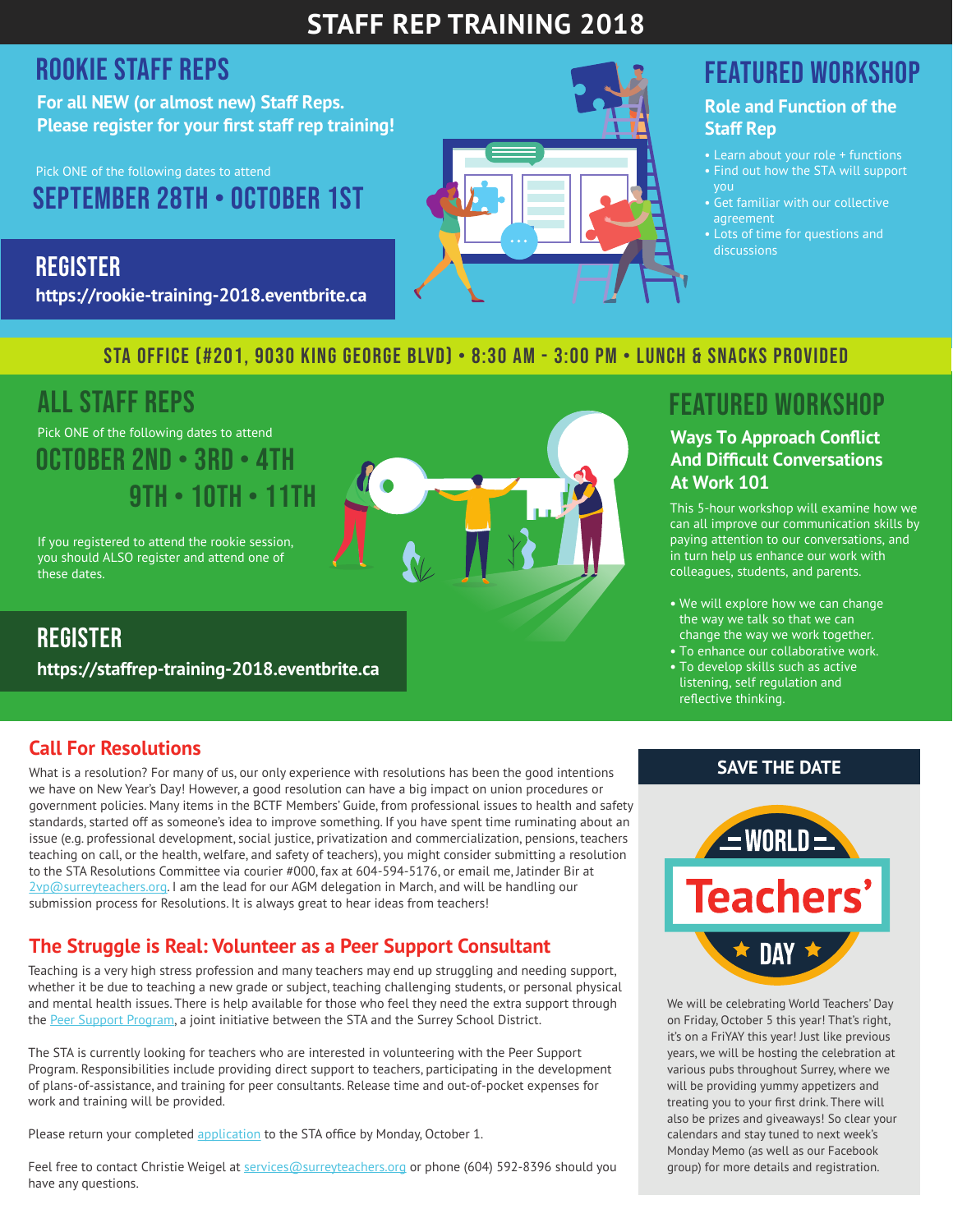# STAFF REP TRAINING 2018

## ROOKIE STAFF REPS

**For all NEW (or almost new) Staff Reps. Please register for your first staff rep training!**

Pick ONE of the following dates to attend

### SEPTEMBER 28TH • OCTOBER 1ST

### REGISTER

**https://rookie-training-2018.eventbrite.ca**

## FEATURED WORKSHOP

### Role and Function of the Staff Rep

- Learn about your role + functions
- Find out how the STA will support you
- Get familiar with our collective agreement
- Lots of time for questions and discussions

**STA OFFICE (#201, 9030 KING GEORGE BLVD) • 8:30 AM - 3:00 PM • LUNCH & SNACKS PROVIDED**

## ALL STAFF REPS

Pick ONE of the following dates to attend

### OCTOBER 2ND • 3RD • 4TH 9TH • 10TH • 11TH

If you registered to attend the rookie session, you should ALSO register and attend one of these dates.

### REGISTER

**https://staffrep-training-2018.eventbrite.ca**

## FEATURED WORKSHOP

### Ways To Approach Conflict And Difficult Conversations At Work 101

This 5-hour workshop will examine how we can all improve our communication skills by paying attention to our conversations, and in turn help us enhance our work with colleagues, students, and parents.

- We will explore how we can change the way we talk so that we can change the way we work together.
- To enhance our collaborative work.
- To develop skills such as active listening, self regulation and reflective thinking.

## Call For Resolutions

What is a resolution? For many of us, our only experience with resolutions has been the good intentions we have on New Year's Day! However, a good resolution can have a big impact on union procedures or government policies. Many items in the BCTF Members' Guide, from professional issues to health and safety standards, started off as someone's idea to improve something. If you have spent time ruminating about an issue (e.g. professional development, social justice, privatization and commercialization, pensions, teachers teaching on call, or the health, welfare, and safety of teachers), you might consider submitting a resolution to the STA Resolutions Committee via courier #000, fax at 604-594-5176, or email me, Jatinder Bir at 2vp@surreyteachers.org. I am the lead for our AGM delegation in March, and will be handling our submission process for Resolutions. It is always great to hear ideas from teachers!

## The Struggle is Real: Volunteer as a Peer Support Consultant

Teaching is a very high stress profession and many teachers may end up struggling and needing support, whether it be due to teaching a new grade or subject, teaching challenging students, or personal physical and mental health issues. There is help available for those who feel they need the extra support through the Peer Support Program, a joint initiative between the STA and the Surrey School District.

The STA is currently looking for teachers who are interested in volunteering with the Peer Support Program. Responsibilities include providing direct support to teachers, participating in the development of plans-of-assistance, and training for peer consultants. Release time and out-of-pocket expenses for work and training will be provided.

Please return your completed application to the STA office by Monday, October 1.

Feel free to contact Christie Weigel at services@surreyteachers.org or phone (604) 592-8396 should you have any questions.

## SAVE THE DATE

**WORLD Teachers' DAY**

We will be celebrating World Teachers' Day on Friday, October 5 this year! That's right, it's on a FriYAY this year! Just like previous years, we will be hosting the celebration at various pubs throughout Surrey, where we will be providing yummy appetizers and treating you to your first drink. There will also be prizes and giveaways! So clear your calendars and stay tuned to next week's Monday Memo (as well as our Facebook group) for more details and registration.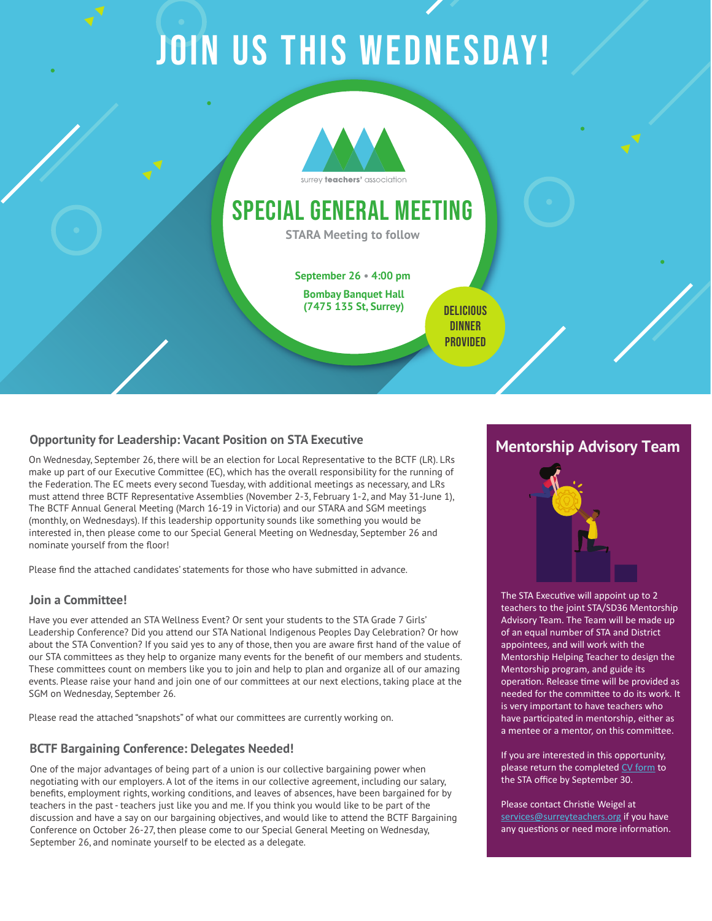# JOIN US THIS WEDNESDAY!

surrey **teachers'** association

## SPECIAL GENERAL MEETING

STARA Meeting to follow

**September 26 • 4:00 pm**

**Bombay Banquet Hall (7475 135 St, Surrey)**

DELICIOUS DINNER PROVIDED

### Opportunity for Leadership: Vacant Position on STA Executive

On Wednesday, September 26, there will be an election for Local Representative to the BCTF (LR). LRs make up part of our Executive Committee (EC), which has the overall responsibility for the running of the Federation. The EC meets every second Tuesday, with additional meetings as necessary, and LRs must attend three BCTF Representative Assemblies (November 2-3, February 1-2, and May 31-June 1), The BCTF Annual General Meeting (March 16-19 in Victoria) and our STARA and SGM meetings (monthly, on Wednesdays). If this leadership opportunity sounds like something you would be interested in, then please come to our Special General Meeting on Wednesday, September 26 and nominate yourself from the floor!

Please find the attached candidates' statements for those who have submitted in advance.

### Join a Committee!

Have you ever attended an STA Wellness Event? Or sent your students to the STA Grade 7 Girls' Leadership Conference? Did you attend our STA National Indigenous Peoples Day Celebration? Or how about the STA Convention? If you said yes to any of those, then you are aware first hand of the value of our STA committees as they help to organize many events for the benefit of our members and students. These committees count on members like you to join and help to plan and organize all of our amazing events. Please raise your hand and join one of our committees at our next elections, taking place at the SGM on Wednesday, September 26.

Please read the attached "snapshots" of what our committees are currently working on.

### BCTF Bargaining Conference: Delegates Needed!

One of the major advantages of being part of a union is our collective bargaining power when negotiating with our employers. A lot of the items in our collective agreement, including our salary, benefits, employment rights, working conditions, and leaves of absences, have been bargained for by teachers in the past - teachers just like you and me. If you think you would like to be part of the discussion and have a say on our bargaining objectives, and would like to attend the BCTF Bargaining Conference on October 26-27, then please come to our Special General Meeting on Wednesday, September 26, and nominate yourself to be elected as a delegate.

### Mentorship Advisory Team

The STA Executive will appoint up to 2 teachers to the joint STA/SD36 Mentorship Advisory Team. The Team will be made up of an equal number of STA and District appointees, and will work with the Mentorship Helping Teacher to design the Mentorship program, and guide its operation. Release time will be provided as needed for the committee to do its work. It is very important to have teachers who have participated in mentorship, either as a mentee or a mentor, on this committee.

If you are interested in this opportunity, please return the completed CV form to the STA office by September 30.

Please contact Christie Weigel at services@surreyteachers.org if you have any questions or need more information.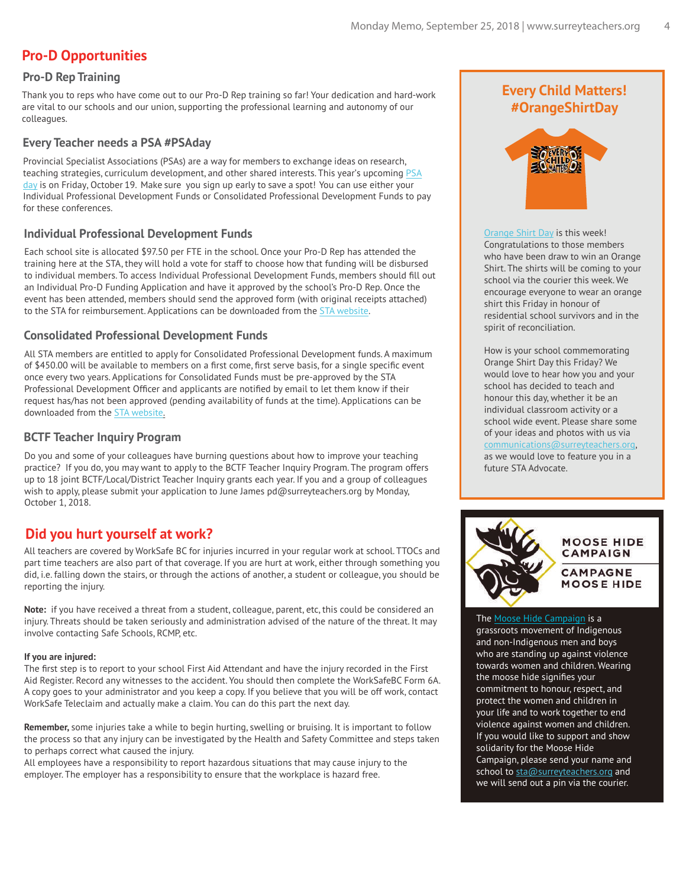## Pro-D Opportunities

### Pro-D Rep Training

Thank you to reps who have come out to our Pro-D Rep training so far! Your dedication and hard-work are vital to our schools and our union, supporting the professional learning and autonomy of our colleagues.

### Every Teacher needs a PSA #PSAday

Provincial Specialist Associations (PSAs) are a way for members to exchange ideas on research, teaching strategies, curriculum development, and other shared interests. This year's upcoming PSA day is on Friday, October 19. Make sure you sign up early to save a spot! You can use either your Individual Professional Development Funds or Consolidated Professional Development Funds to pay for these conferences.

### Individual Professional Development Funds

Each school site is allocated $97.50 per FTE in the school. Once your Pro-D Rep has attended the training here at the STA, they will hold a vote for staff to choose how that funding will be disbursed to individual members. To access Individual Professional Development Funds, members should fill out an Individual Pro-D Funding Application and have it approved by the school's Pro-D Rep. Once the event has been attended, members should send the approved form (with original receipts attached) to the STA for reimbursement. Applications can be downloaded from the STA website.

### Consolidated Professional Development Funds

All STA members are entitled to apply for Consolidated Professional Development funds. A maximum of $450.00 will be available to members on a first come, first serve basis, for a single specific event once every two years. Applications for Consolidated Funds must be pre-approved by the STA Professional Development Officer and applicants are notified by email to let them know if their request has/has not been approved (pending availability of funds at the time). Applications can be downloaded from the STA website.

### BCTF Teacher Inquiry Program

Do you and some of your colleagues have burning questions about how to improve your teaching practice? If you do, you may want to apply to the BCTF Teacher Inquiry Program. The program offers up to 18 joint BCTF/Local/District Teacher Inquiry grants each year. If you and a group of colleagues wish to apply, please submit your application to June James pd@surreyteachers.org by Monday, October 1, 2018.

## Did you hurt yourself at work?

All teachers are covered by WorkSafe BC for injuries incurred in your regular work at school. TTOCs and part time teachers are also part of that coverage. If you are hurt at work, either through something you did, i.e. falling down the stairs, or through the actions of another, a student or colleague, you should be reporting the injury.

**Note:** if you have received a threat from a student, colleague, parent, etc, this could be considered an injury. Threats should be taken seriously and administration advised of the nature of the threat. It may involve contacting Safe Schools, RCMP, etc.

**If you are injured:**
The first step is to report to your school First Aid Attendant and have the injury recorded in the First Aid Register. Record any witnesses to the accident. You should then complete the WorkSafeBC Form 6A. A copy goes to your administrator and you keep a copy. If you believe that you will be off work, contact WorkSafe Teleclaim and actually make a claim. You can do this part the next day.

**Remember,** some injuries take a while to begin hurting, swelling or bruising. It is important to follow the process so that any injury can be investigated by the Health and Safety Committee and steps taken to perhaps correct what caused the injury.
All employees have a responsibility to report hazardous situations that may cause injury to the employer. The employer has a responsibility to ensure that the workplace is hazard free.

## Every Child Matters! #OrangeShirtDay

Orange Shirt Day is this week! Congratulations to those members who have been draw to win an Orange Shirt. The shirts will be coming to your school via the courier this week. We encourage everyone to wear an orange shirt this Friday in honour of residential school survivors and in the spirit of reconciliation.

How is your school commemorating Orange Shirt Day this Friday? We would love to hear how you and your school has decided to teach and honour this day, whether it be an individual classroom activity or a school wide event. Please share some of your ideas and photos with us via communications@surreyteachers.org, as we would love to feature you in a future STA Advocate.

## MOOSE HIDE CAMPAIGN / CAMPAGNE MOOSE HIDE

The Moose Hide Campaign is a grassroots movement of Indigenous and non-Indigenous men and boys who are standing up against violence towards women and children. Wearing the moose hide signifies your commitment to honour, respect, and protect the women and children in your life and to work together to end violence against women and children. If you would like to support and show solidarity for the Moose Hide Campaign, please send your name and school to sta@surreyteachers.org and we will send out a pin via the courier.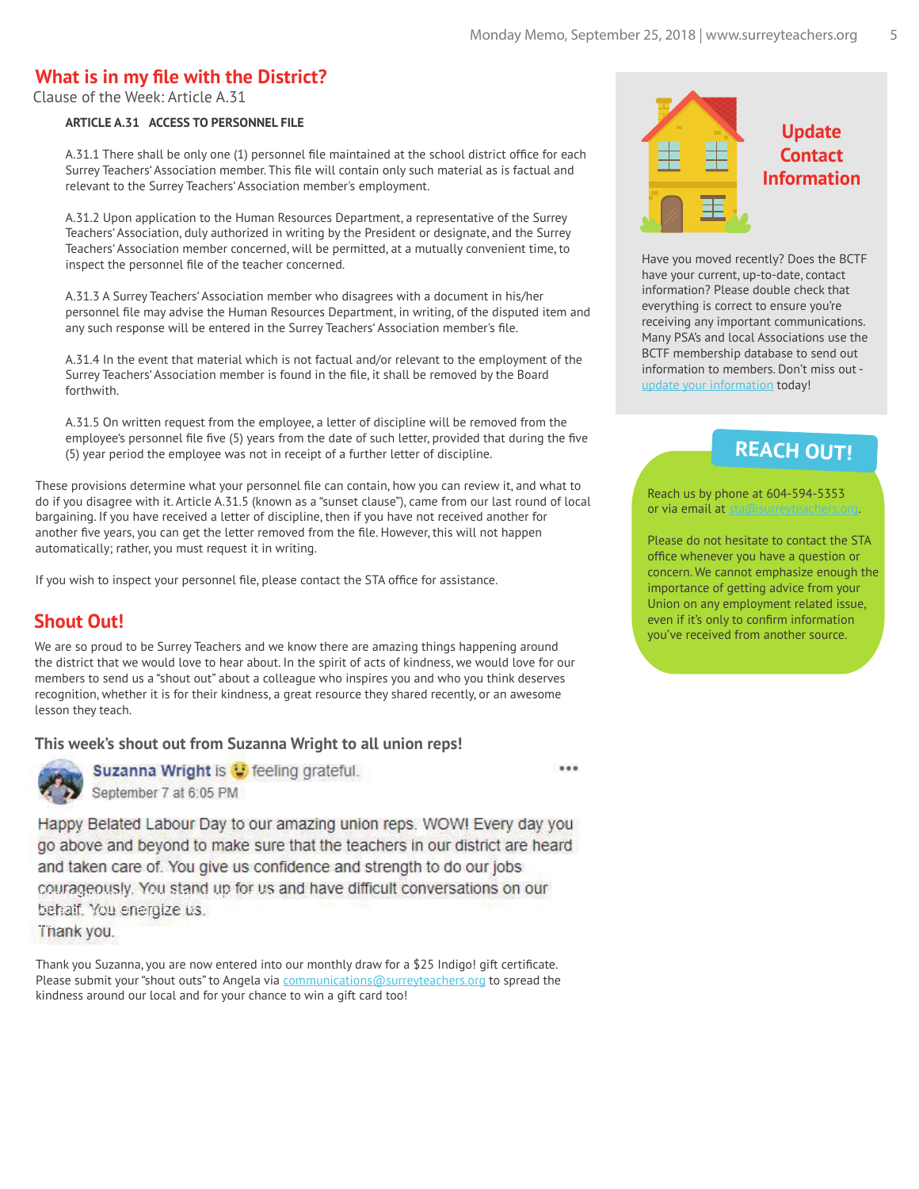## What is in my file with the District?

Clause of the Week: Article A.31

**ARTICLE A.31 ACCESS TO PERSONNEL FILE**

A.31.1 There shall be only one (1) personnel file maintained at the school district office for each Surrey Teachers' Association member. This file will contain only such material as is factual and relevant to the Surrey Teachers' Association member's employment.

A.31.2 Upon application to the Human Resources Department, a representative of the Surrey Teachers' Association, duly authorized in writing by the President or designate, and the Surrey Teachers' Association member concerned, will be permitted, at a mutually convenient time, to inspect the personnel file of the teacher concerned.

A.31.3 A Surrey Teachers' Association member who disagrees with a document in his/her personnel file may advise the Human Resources Department, in writing, of the disputed item and any such response will be entered in the Surrey Teachers' Association member's file.

A.31.4 In the event that material which is not factual and/or relevant to the employment of the Surrey Teachers' Association member is found in the file, it shall be removed by the Board forthwith.

A.31.5 On written request from the employee, a letter of discipline will be removed from the employee's personnel file five (5) years from the date of such letter, provided that during the five (5) year period the employee was not in receipt of a further letter of discipline.

These provisions determine what your personnel file can contain, how you can review it, and what to do if you disagree with it. Article A.31.5 (known as a "sunset clause"), came from our last round of local bargaining. If you have received a letter of discipline, then if you have not received another for another five years, you can get the letter removed from the file. However, this will not happen automatically; rather, you must request it in writing.

If you wish to inspect your personnel file, please contact the STA office for assistance.

## Shout Out!

We are so proud to be Surrey Teachers and we know there are amazing things happening around the district that we would love to hear about. In the spirit of acts of kindness, we would love for our members to send us a "shout out" about a colleague who inspires you and who you think deserves recognition, whether it is for their kindness, a great resource they shared recently, or an awesome lesson they teach.

### This week's shout out from Suzanna Wright to all union reps!

**Suzanna Wright** is feeling grateful.
September 7 at 6:05 PM

Happy Belated Labour Day to our amazing union reps. WOW! Every day you go above and beyond to make sure that the teachers in our district are heard and taken care of. You give us confidence and strength to do our jobs courageously. You stand up for us and have difficult conversations on our behalf. You energize us.
Thank you.

Thank you Suzanna, you are now entered into our monthly draw for a $25 Indigo! gift certificate. Please submit your "shout outs" to Angela via communications@surreyteachers.org to spread the kindness around our local and for your chance to win a gift card too!

## Update Contact Information

Have you moved recently? Does the BCTF have your current, up-to-date, contact information? Please double check that everything is correct to ensure you're receiving any important communications. Many PSA's and local Associations use the BCTF membership database to send out information to members. Don't miss out - update your information today!

## REACH OUT!

Reach us by phone at 604-594-5353 or via email at sta@surreyteachers.org.

Please do not hesitate to contact the STA office whenever you have a question or concern. We cannot emphasize enough the importance of getting advice from your Union on any employment related issue, even if it's only to confirm information you've received from another source.